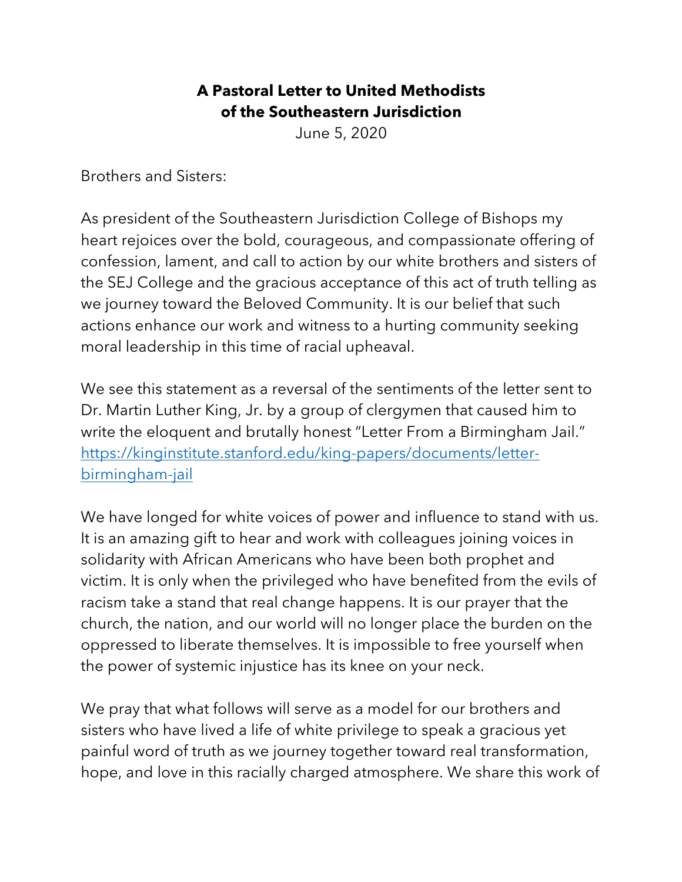**A Pastoral Letter to United Methodists**
**of the Southeastern Jurisdiction**

June 5, 2020

Brothers and Sisters:

As president of the Southeastern Jurisdiction College of Bishops my heart rejoices over the bold, courageous, and compassionate offering of confession, lament, and call to action by our white brothers and sisters of the SEJ College and the gracious acceptance of this act of truth telling as we journey toward the Beloved Community. It is our belief that such actions enhance our work and witness to a hurting community seeking moral leadership in this time of racial upheaval.

We see this statement as a reversal of the sentiments of the letter sent to Dr. Martin Luther King, Jr. by a group of clergymen that caused him to write the eloquent and brutally honest "Letter From a Birmingham Jail." [https://kinginstitute.stanford.edu/king-papers/documents/letter-birmingham-jail](https://kinginstitute.stanford.edu/king-papers/documents/letter-birmingham-jail)

We have longed for white voices of power and influence to stand with us. It is an amazing gift to hear and work with colleagues joining voices in solidarity with African Americans who have been both prophet and victim. It is only when the privileged who have benefited from the evils of racism take a stand that real change happens. It is our prayer that the church, the nation, and our world will no longer place the burden on the oppressed to liberate themselves. It is impossible to free yourself when the power of systemic injustice has its knee on your neck.

We pray that what follows will serve as a model for our brothers and sisters who have lived a life of white privilege to speak a gracious yet painful word of truth as we journey together toward real transformation, hope, and love in this racially charged atmosphere. We share this work of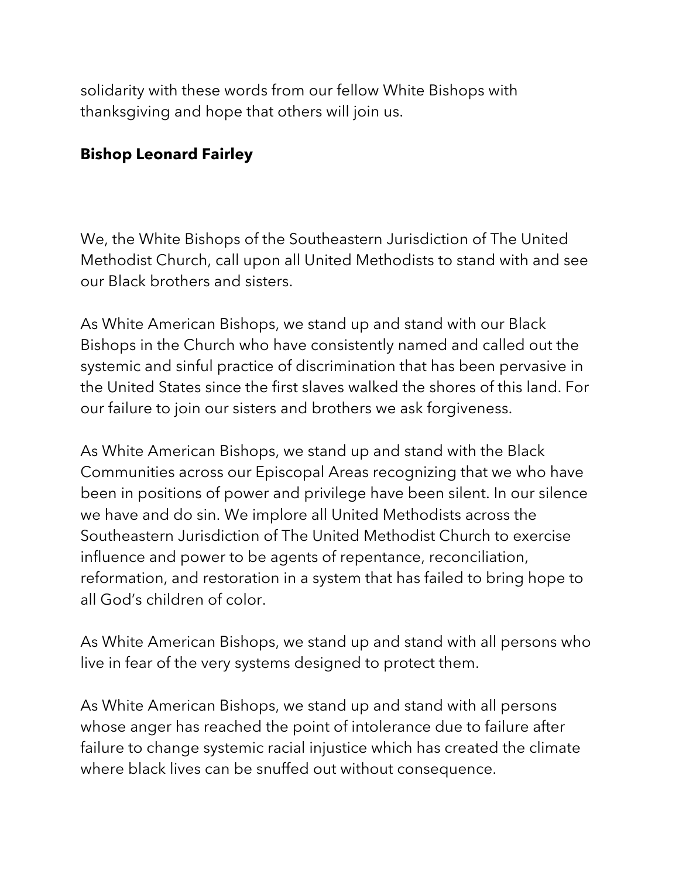solidarity with these words from our fellow White Bishops with thanksgiving and hope that others will join us.

**Bishop Leonard Fairley**

We, the White Bishops of the Southeastern Jurisdiction of The United Methodist Church, call upon all United Methodists to stand with and see our Black brothers and sisters.

As White American Bishops, we stand up and stand with our Black Bishops in the Church who have consistently named and called out the systemic and sinful practice of discrimination that has been pervasive in the United States since the first slaves walked the shores of this land. For our failure to join our sisters and brothers we ask forgiveness.

As White American Bishops, we stand up and stand with the Black Communities across our Episcopal Areas recognizing that we who have been in positions of power and privilege have been silent. In our silence we have and do sin. We implore all United Methodists across the Southeastern Jurisdiction of The United Methodist Church to exercise influence and power to be agents of repentance, reconciliation, reformation, and restoration in a system that has failed to bring hope to all God's children of color.

As White American Bishops, we stand up and stand with all persons who live in fear of the very systems designed to protect them.

As White American Bishops, we stand up and stand with all persons whose anger has reached the point of intolerance due to failure after failure to change systemic racial injustice which has created the climate where black lives can be snuffed out without consequence.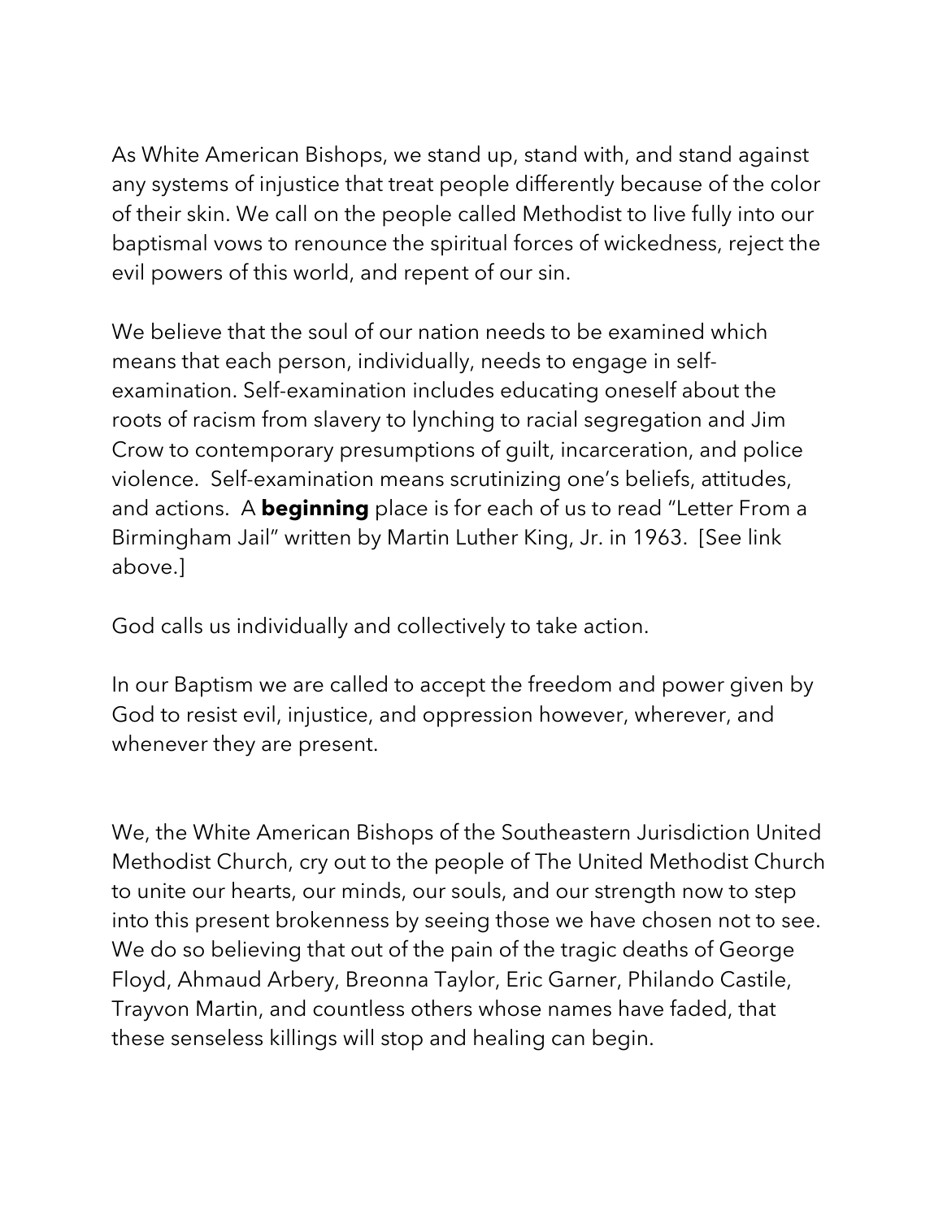As White American Bishops, we stand up, stand with, and stand against any systems of injustice that treat people differently because of the color of their skin. We call on the people called Methodist to live fully into our baptismal vows to renounce the spiritual forces of wickedness, reject the evil powers of this world, and repent of our sin.

We believe that the soul of our nation needs to be examined which means that each person, individually, needs to engage in self-examination. Self-examination includes educating oneself about the roots of racism from slavery to lynching to racial segregation and Jim Crow to contemporary presumptions of guilt, incarceration, and police violence. Self-examination means scrutinizing one's beliefs, attitudes, and actions. A **beginning** place is for each of us to read "Letter From a Birmingham Jail" written by Martin Luther King, Jr. in 1963. [See link above.]

God calls us individually and collectively to take action.

In our Baptism we are called to accept the freedom and power given by God to resist evil, injustice, and oppression however, wherever, and whenever they are present.

We, the White American Bishops of the Southeastern Jurisdiction United Methodist Church, cry out to the people of The United Methodist Church to unite our hearts, our minds, our souls, and our strength now to step into this present brokenness by seeing those we have chosen not to see. We do so believing that out of the pain of the tragic deaths of George Floyd, Ahmaud Arbery, Breonna Taylor, Eric Garner, Philando Castile, Trayvon Martin, and countless others whose names have faded, that these senseless killings will stop and healing can begin.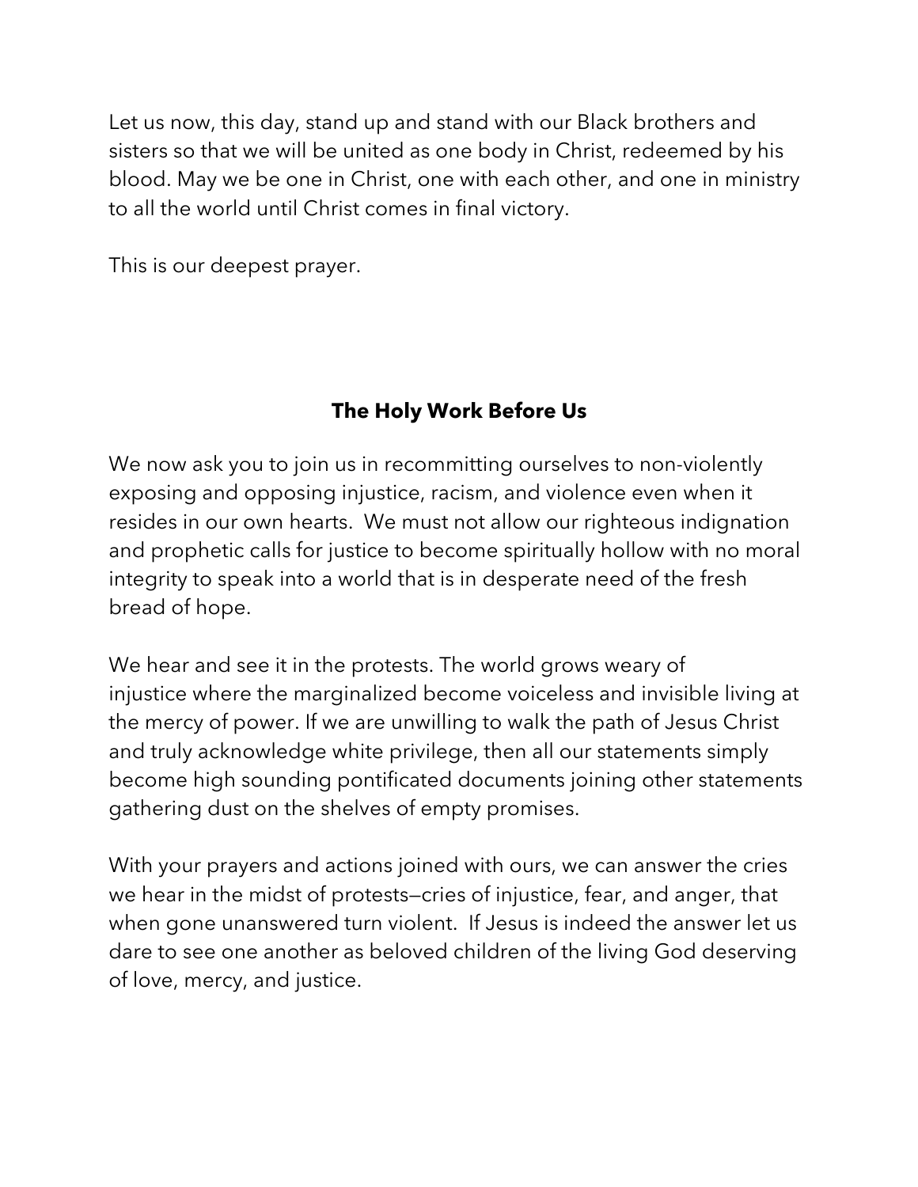Let us now, this day, stand up and stand with our Black brothers and sisters so that we will be united as one body in Christ, redeemed by his blood. May we be one in Christ, one with each other, and one in ministry to all the world until Christ comes in final victory.

This is our deepest prayer.

## The Holy Work Before Us

We now ask you to join us in recommitting ourselves to non-violently exposing and opposing injustice, racism, and violence even when it resides in our own hearts. We must not allow our righteous indignation and prophetic calls for justice to become spiritually hollow with no moral integrity to speak into a world that is in desperate need of the fresh bread of hope.

We hear and see it in the protests. The world grows weary of injustice where the marginalized become voiceless and invisible living at the mercy of power. If we are unwilling to walk the path of Jesus Christ and truly acknowledge white privilege, then all our statements simply become high sounding pontificated documents joining other statements gathering dust on the shelves of empty promises.

With your prayers and actions joined with ours, we can answer the cries we hear in the midst of protests—cries of injustice, fear, and anger, that when gone unanswered turn violent. If Jesus is indeed the answer let us dare to see one another as beloved children of the living God deserving of love, mercy, and justice.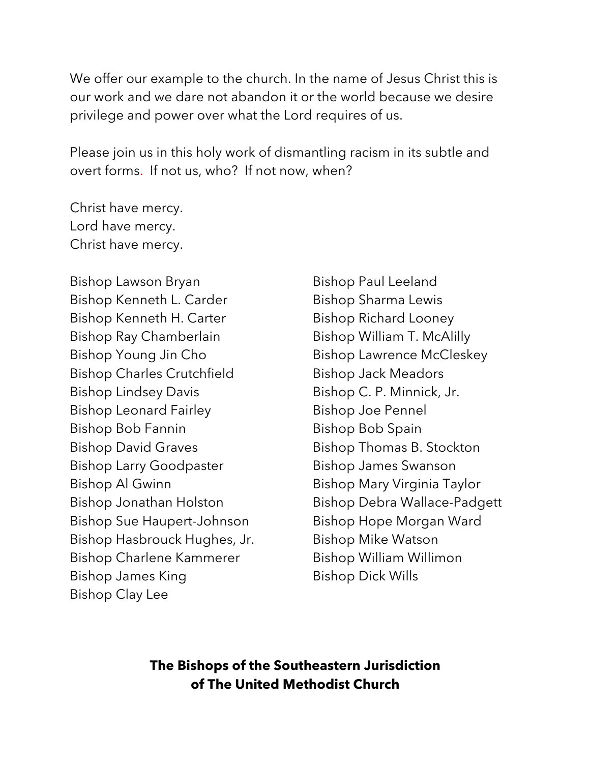We offer our example to the church. In the name of Jesus Christ this is our work and we dare not abandon it or the world because we desire privilege and power over what the Lord requires of us.

Please join us in this holy work of dismantling racism in its subtle and overt forms. If not us, who? If not now, when?

Christ have mercy.
Lord have mercy.
Christ have mercy.

Bishop Lawson Bryan
Bishop Kenneth L. Carder
Bishop Kenneth H. Carter
Bishop Ray Chamberlain
Bishop Young Jin Cho
Bishop Charles Crutchfield
Bishop Lindsey Davis
Bishop Leonard Fairley
Bishop Bob Fannin
Bishop David Graves
Bishop Larry Goodpaster
Bishop Al Gwinn
Bishop Jonathan Holston
Bishop Sue Haupert-Johnson
Bishop Hasbrouck Hughes, Jr.
Bishop Charlene Kammerer
Bishop James King
Bishop Clay Lee
Bishop Paul Leeland
Bishop Sharma Lewis
Bishop Richard Looney
Bishop William T. McAlilly
Bishop Lawrence McCleskey
Bishop Jack Meadors
Bishop C. P. Minnick, Jr.
Bishop Joe Pennel
Bishop Bob Spain
Bishop Thomas B. Stockton
Bishop James Swanson
Bishop Mary Virginia Taylor
Bishop Debra Wallace-Padgett
Bishop Hope Morgan Ward
Bishop Mike Watson
Bishop William Willimon
Bishop Dick Wills

**The Bishops of the Southeastern Jurisdiction of The United Methodist Church**